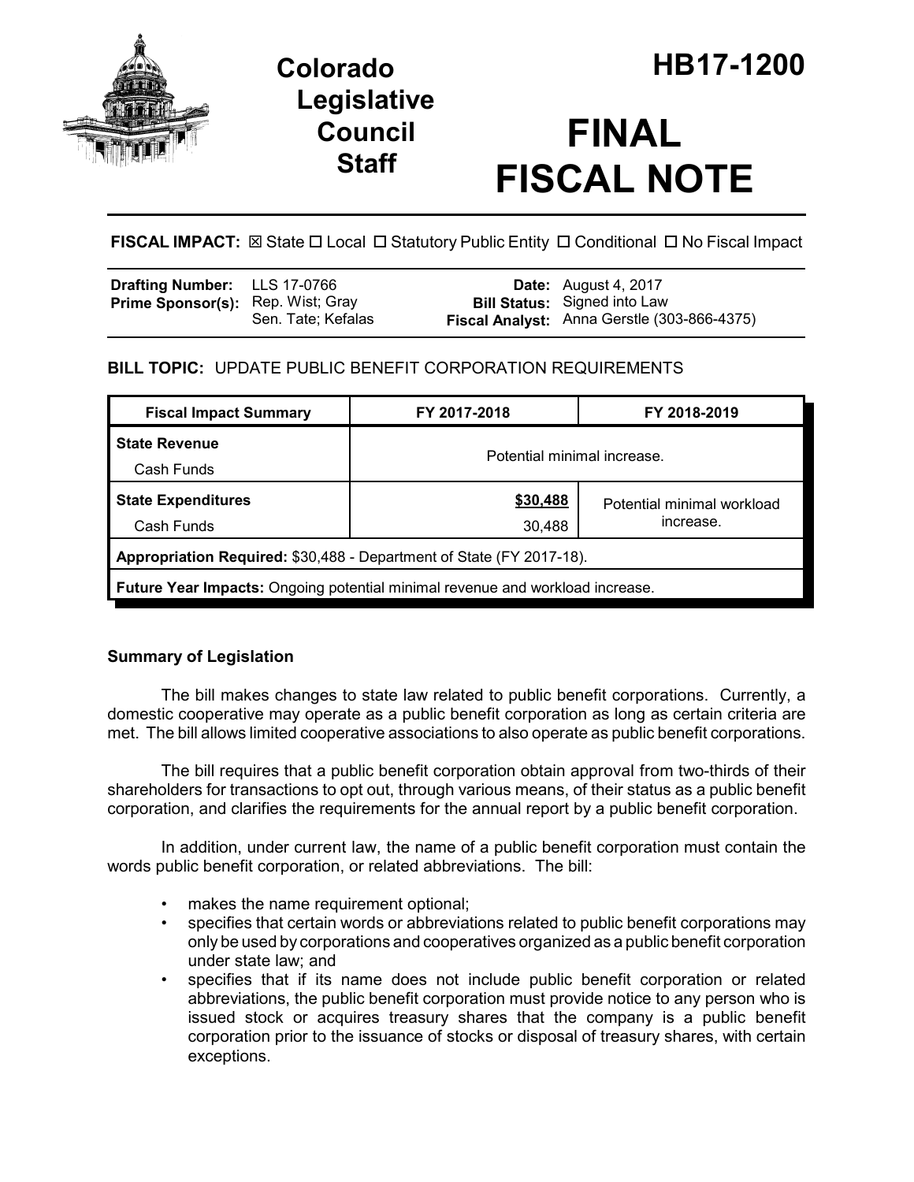# Colorado Legislative Council Staff

# HB17-1200

# FINAL FISCAL NOTE

**FISCAL IMPACT:** ☒ State ☐ Local ☐ Statutory Public Entity ☐ Conditional ☐ No Fiscal Impact

| | | | |
|---|---|---|---|
| **Drafting Number:** | LLS 17-0766 | **Date:** | August 4, 2017 |
| **Prime Sponsor(s):** | Rep. Wist; Gray<br>Sen. Tate; Kefalas | **Bill Status:** | Signed into Law |
| | | **Fiscal Analyst:** | Anna Gerstle (303-866-4375) |

## BILL TOPIC: UPDATE PUBLIC BENEFIT CORPORATION REQUIREMENTS

| Fiscal Impact Summary | FY 2017-2018 | FY 2018-2019 |
|---|---|---|
| **State Revenue** | Potential minimal increase. | |
| Cash Funds | | |
| **State Expenditures** | **$30,488** | Potential minimal workload increase. |
| Cash Funds | 30,488 | |
| **Appropriation Required:** $30,488 - Department of State (FY 2017-18). | | |
| **Future Year Impacts:** Ongoing potential minimal revenue and workload increase. | | |

### Summary of Legislation

The bill makes changes to state law related to public benefit corporations. Currently, a domestic cooperative may operate as a public benefit corporation as long as certain criteria are met. The bill allows limited cooperative associations to also operate as public benefit corporations.

The bill requires that a public benefit corporation obtain approval from two-thirds of their shareholders for transactions to opt out, through various means, of their status as a public benefit corporation, and clarifies the requirements for the annual report by a public benefit corporation.

In addition, under current law, the name of a public benefit corporation must contain the words public benefit corporation, or related abbreviations. The bill:

- makes the name requirement optional;
- specifies that certain words or abbreviations related to public benefit corporations may only be used by corporations and cooperatives organized as a public benefit corporation under state law; and
- specifies that if its name does not include public benefit corporation or related abbreviations, the public benefit corporation must provide notice to any person who is issued stock or acquires treasury shares that the company is a public benefit corporation prior to the issuance of stocks or disposal of treasury shares, with certain exceptions.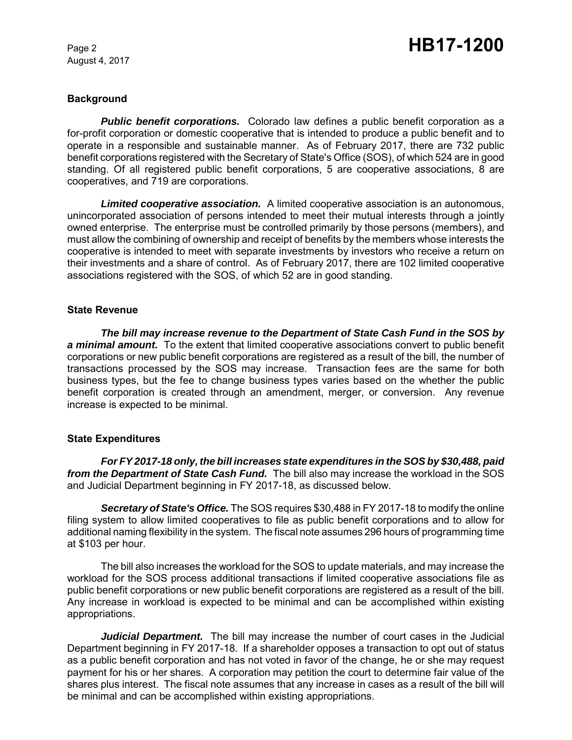### Background

***Public benefit corporations.*** Colorado law defines a public benefit corporation as a for-profit corporation or domestic cooperative that is intended to produce a public benefit and to operate in a responsible and sustainable manner. As of February 2017, there are 732 public benefit corporations registered with the Secretary of State's Office (SOS), of which 524 are in good standing. Of all registered public benefit corporations, 5 are cooperative associations, 8 are cooperatives, and 719 are corporations.

***Limited cooperative association.*** A limited cooperative association is an autonomous, unincorporated association of persons intended to meet their mutual interests through a jointly owned enterprise. The enterprise must be controlled primarily by those persons (members), and must allow the combining of ownership and receipt of benefits by the members whose interests the cooperative is intended to meet with separate investments by investors who receive a return on their investments and a share of control. As of February 2017, there are 102 limited cooperative associations registered with the SOS, of which 52 are in good standing.

### State Revenue

***The bill may increase revenue to the Department of State Cash Fund in the SOS by a minimal amount.*** To the extent that limited cooperative associations convert to public benefit corporations or new public benefit corporations are registered as a result of the bill, the number of transactions processed by the SOS may increase. Transaction fees are the same for both business types, but the fee to change business types varies based on the whether the public benefit corporation is created through an amendment, merger, or conversion. Any revenue increase is expected to be minimal.

### State Expenditures

***For FY 2017-18 only, the bill increases state expenditures in the SOS by $30,488, paid from the Department of State Cash Fund.*** The bill also may increase the workload in the SOS and Judicial Department beginning in FY 2017-18, as discussed below.

***Secretary of State's Office.*** The SOS requires $30,488 in FY 2017-18 to modify the online filing system to allow limited cooperatives to file as public benefit corporations and to allow for additional naming flexibility in the system. The fiscal note assumes 296 hours of programming time at $103 per hour.

The bill also increases the workload for the SOS to update materials, and may increase the workload for the SOS process additional transactions if limited cooperative associations file as public benefit corporations or new public benefit corporations are registered as a result of the bill. Any increase in workload is expected to be minimal and can be accomplished within existing appropriations.

***Judicial Department.*** The bill may increase the number of court cases in the Judicial Department beginning in FY 2017-18. If a shareholder opposes a transaction to opt out of status as a public benefit corporation and has not voted in favor of the change, he or she may request payment for his or her shares. A corporation may petition the court to determine fair value of the shares plus interest. The fiscal note assumes that any increase in cases as a result of the bill will be minimal and can be accomplished within existing appropriations.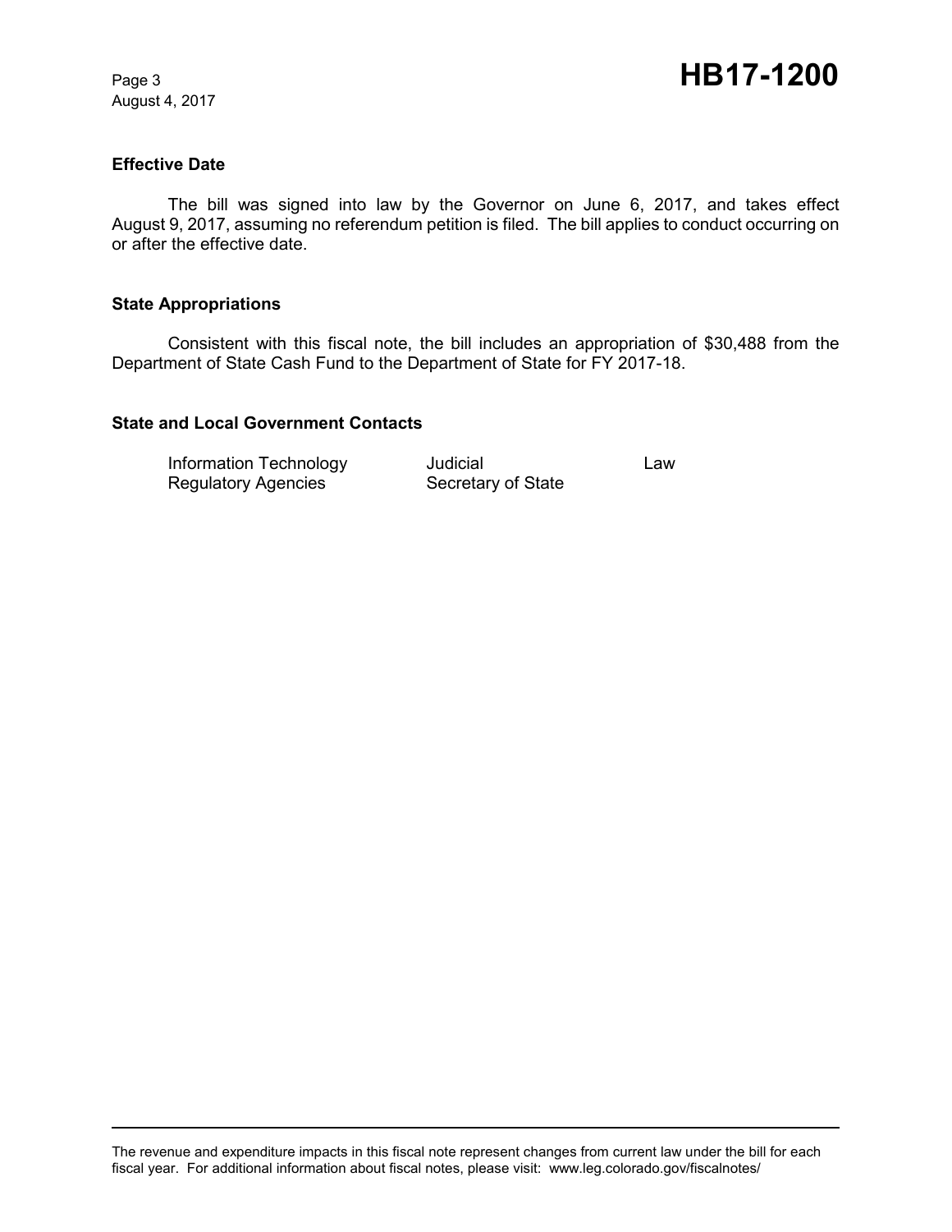### Effective Date

The bill was signed into law by the Governor on June 6, 2017, and takes effect August 9, 2017, assuming no referendum petition is filed. The bill applies to conduct occurring on or after the effective date.

### State Appropriations

Consistent with this fiscal note, the bill includes an appropriation of $30,488 from the Department of State Cash Fund to the Department of State for FY 2017-18.

### State and Local Government Contacts

| | | |
|---|---|---|
| Information Technology | Judicial | Law |
| Regulatory Agencies | Secretary of State | |

The revenue and expenditure impacts in this fiscal note represent changes from current law under the bill for each fiscal year. For additional information about fiscal notes, please visit: www.leg.colorado.gov/fiscalnotes/